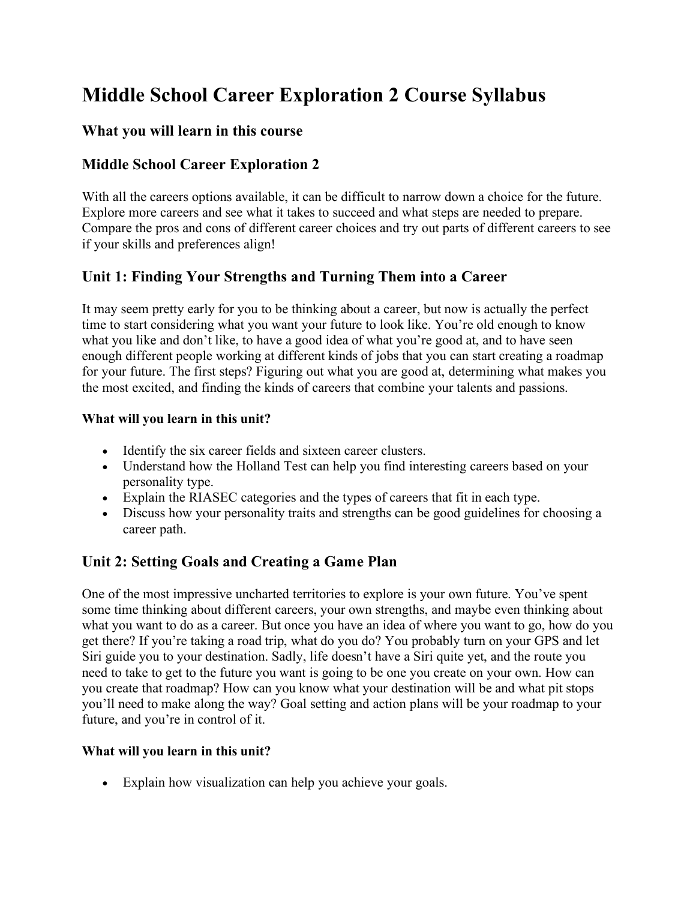# Middle School Career Exploration 2 Course Syllabus

## What you will learn in this course

## Middle School Career Exploration 2

With all the careers options available, it can be difficult to narrow down a choice for the future. Explore more careers and see what it takes to succeed and what steps are needed to prepare. Compare the pros and cons of different career choices and try out parts of different careers to see if your skills and preferences align!

## Unit 1: Finding Your Strengths and Turning Them into a Career

It may seem pretty early for you to be thinking about a career, but now is actually the perfect time to start considering what you want your future to look like. You're old enough to know what you like and don't like, to have a good idea of what you're good at, and to have seen enough different people working at different kinds of jobs that you can start creating a roadmap for your future. The first steps? Figuring out what you are good at, determining what makes you the most excited, and finding the kinds of careers that combine your talents and passions.

**What will you learn in this unit?**

- Identify the six career fields and sixteen career clusters.
- Understand how the Holland Test can help you find interesting careers based on your personality type.
- Explain the RIASEC categories and the types of careers that fit in each type.
- Discuss how your personality traits and strengths can be good guidelines for choosing a career path.

## Unit 2: Setting Goals and Creating a Game Plan

One of the most impressive uncharted territories to explore is your own future. You've spent some time thinking about different careers, your own strengths, and maybe even thinking about what you want to do as a career. But once you have an idea of where you want to go, how do you get there? If you're taking a road trip, what do you do? You probably turn on your GPS and let Siri guide you to your destination. Sadly, life doesn't have a Siri quite yet, and the route you need to take to get to the future you want is going to be one you create on your own. How can you create that roadmap? How can you know what your destination will be and what pit stops you'll need to make along the way? Goal setting and action plans will be your roadmap to your future, and you're in control of it.

**What will you learn in this unit?**

- Explain how visualization can help you achieve your goals.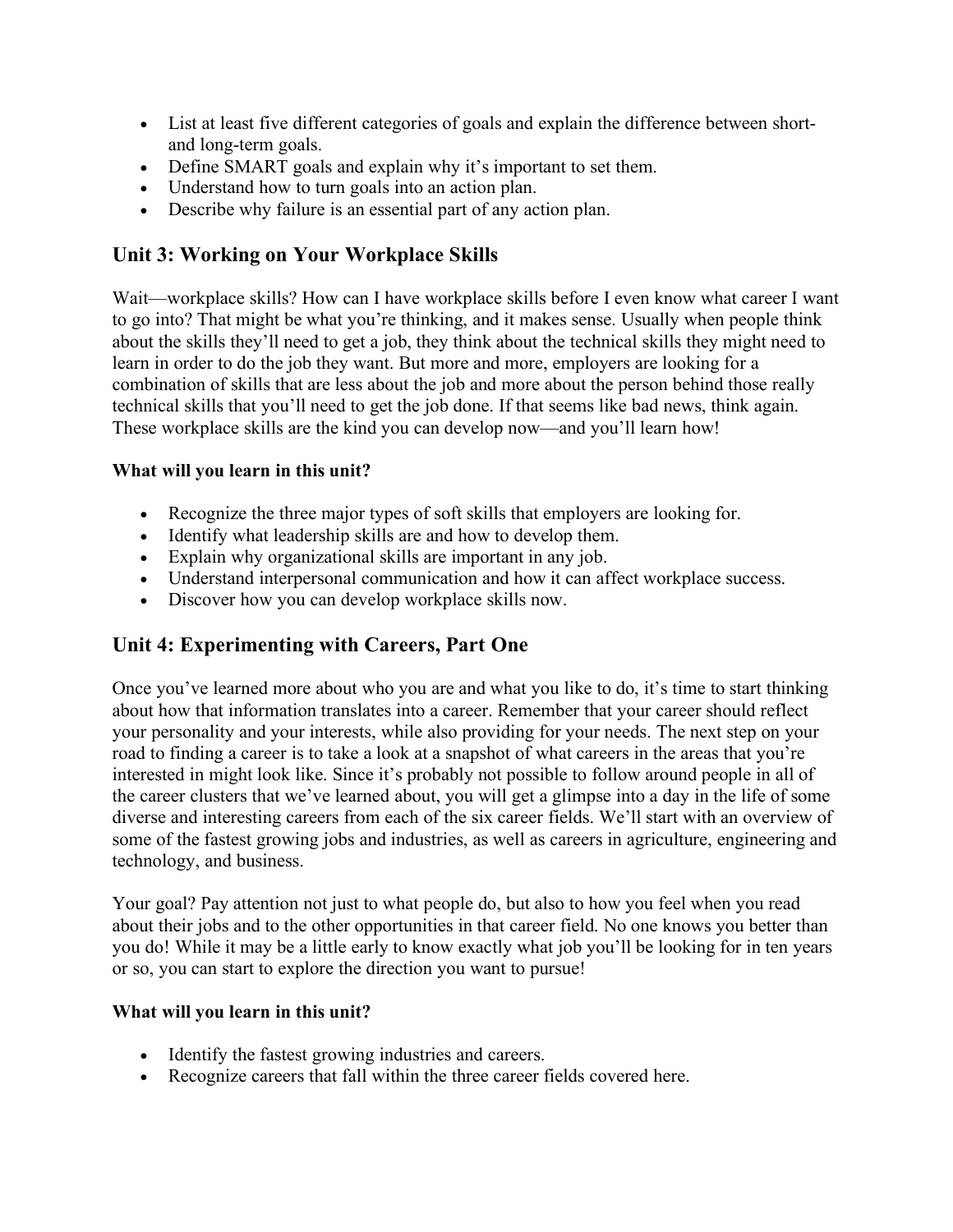- List at least five different categories of goals and explain the difference between short- and long-term goals.
- Define SMART goals and explain why it's important to set them.
- Understand how to turn goals into an action plan.
- Describe why failure is an essential part of any action plan.

## Unit 3: Working on Your Workplace Skills

Wait—workplace skills? How can I have workplace skills before I even know what career I want to go into? That might be what you're thinking, and it makes sense. Usually when people think about the skills they'll need to get a job, they think about the technical skills they might need to learn in order to do the job they want. But more and more, employers are looking for a combination of skills that are less about the job and more about the person behind those really technical skills that you'll need to get the job done. If that seems like bad news, think again. These workplace skills are the kind you can develop now—and you'll learn how!

**What will you learn in this unit?**

- Recognize the three major types of soft skills that employers are looking for.
- Identify what leadership skills are and how to develop them.
- Explain why organizational skills are important in any job.
- Understand interpersonal communication and how it can affect workplace success.
- Discover how you can develop workplace skills now.

## Unit 4: Experimenting with Careers, Part One

Once you've learned more about who you are and what you like to do, it's time to start thinking about how that information translates into a career. Remember that your career should reflect your personality and your interests, while also providing for your needs. The next step on your road to finding a career is to take a look at a snapshot of what careers in the areas that you're interested in might look like. Since it's probably not possible to follow around people in all of the career clusters that we've learned about, you will get a glimpse into a day in the life of some diverse and interesting careers from each of the six career fields. We'll start with an overview of some of the fastest growing jobs and industries, as well as careers in agriculture, engineering and technology, and business.

Your goal? Pay attention not just to what people do, but also to how you feel when you read about their jobs and to the other opportunities in that career field. No one knows you better than you do! While it may be a little early to know exactly what job you'll be looking for in ten years or so, you can start to explore the direction you want to pursue!

**What will you learn in this unit?**

- Identify the fastest growing industries and careers.
- Recognize careers that fall within the three career fields covered here.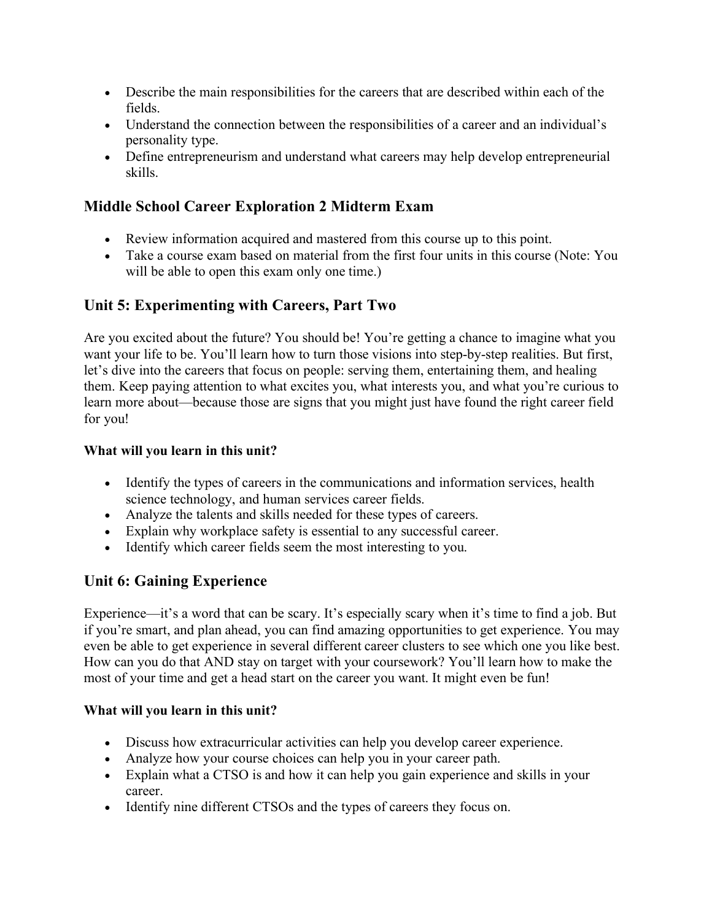- Describe the main responsibilities for the careers that are described within each of the fields.
- Understand the connection between the responsibilities of a career and an individual's personality type.
- Define entrepreneurism and understand what careers may help develop entrepreneurial skills.

## Middle School Career Exploration 2 Midterm Exam

- Review information acquired and mastered from this course up to this point.
- Take a course exam based on material from the first four units in this course (Note: You will be able to open this exam only one time.)

## Unit 5: Experimenting with Careers, Part Two

Are you excited about the future? You should be! You're getting a chance to imagine what you want your life to be. You'll learn how to turn those visions into step-by-step realities. But first, let's dive into the careers that focus on people: serving them, entertaining them, and healing them. Keep paying attention to what excites you, what interests you, and what you're curious to learn more about—because those are signs that you might just have found the right career field for you!

**What will you learn in this unit?**

- Identify the types of careers in the communications and information services, health science technology, and human services career fields.
- Analyze the talents and skills needed for these types of careers.
- Explain why workplace safety is essential to any successful career.
- Identify which career fields seem the most interesting to you.

## Unit 6: Gaining Experience

Experience—it's a word that can be scary. It's especially scary when it's time to find a job. But if you're smart, and plan ahead, you can find amazing opportunities to get experience. You may even be able to get experience in several different career clusters to see which one you like best. How can you do that AND stay on target with your coursework? You'll learn how to make the most of your time and get a head start on the career you want. It might even be fun!

**What will you learn in this unit?**

- Discuss how extracurricular activities can help you develop career experience.
- Analyze how your course choices can help you in your career path.
- Explain what a CTSO is and how it can help you gain experience and skills in your career.
- Identify nine different CTSOs and the types of careers they focus on.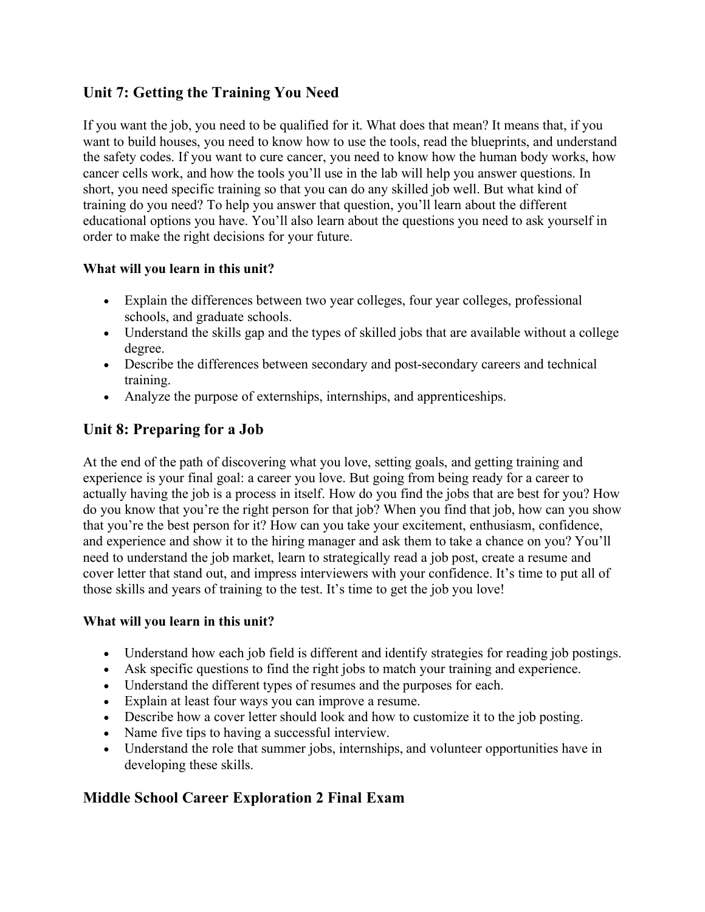## Unit 7: Getting the Training You Need

If you want the job, you need to be qualified for it. What does that mean? It means that, if you want to build houses, you need to know how to use the tools, read the blueprints, and understand the safety codes. If you want to cure cancer, you need to know how the human body works, how cancer cells work, and how the tools you'll use in the lab will help you answer questions. In short, you need specific training so that you can do any skilled job well. But what kind of training do you need? To help you answer that question, you'll learn about the different educational options you have. You'll also learn about the questions you need to ask yourself in order to make the right decisions for your future.

**What will you learn in this unit?**

- Explain the differences between two year colleges, four year colleges, professional schools, and graduate schools.
- Understand the skills gap and the types of skilled jobs that are available without a college degree.
- Describe the differences between secondary and post-secondary careers and technical training.
- Analyze the purpose of externships, internships, and apprenticeships.

## Unit 8: Preparing for a Job

At the end of the path of discovering what you love, setting goals, and getting training and experience is your final goal: a career you love. But going from being ready for a career to actually having the job is a process in itself. How do you find the jobs that are best for you? How do you know that you're the right person for that job? When you find that job, how can you show that you're the best person for it? How can you take your excitement, enthusiasm, confidence, and experience and show it to the hiring manager and ask them to take a chance on you? You'll need to understand the job market, learn to strategically read a job post, create a resume and cover letter that stand out, and impress interviewers with your confidence. It's time to put all of those skills and years of training to the test. It's time to get the job you love!

**What will you learn in this unit?**

- Understand how each job field is different and identify strategies for reading job postings.
- Ask specific questions to find the right jobs to match your training and experience.
- Understand the different types of resumes and the purposes for each.
- Explain at least four ways you can improve a resume.
- Describe how a cover letter should look and how to customize it to the job posting.
- Name five tips to having a successful interview.
- Understand the role that summer jobs, internships, and volunteer opportunities have in developing these skills.

## Middle School Career Exploration 2 Final Exam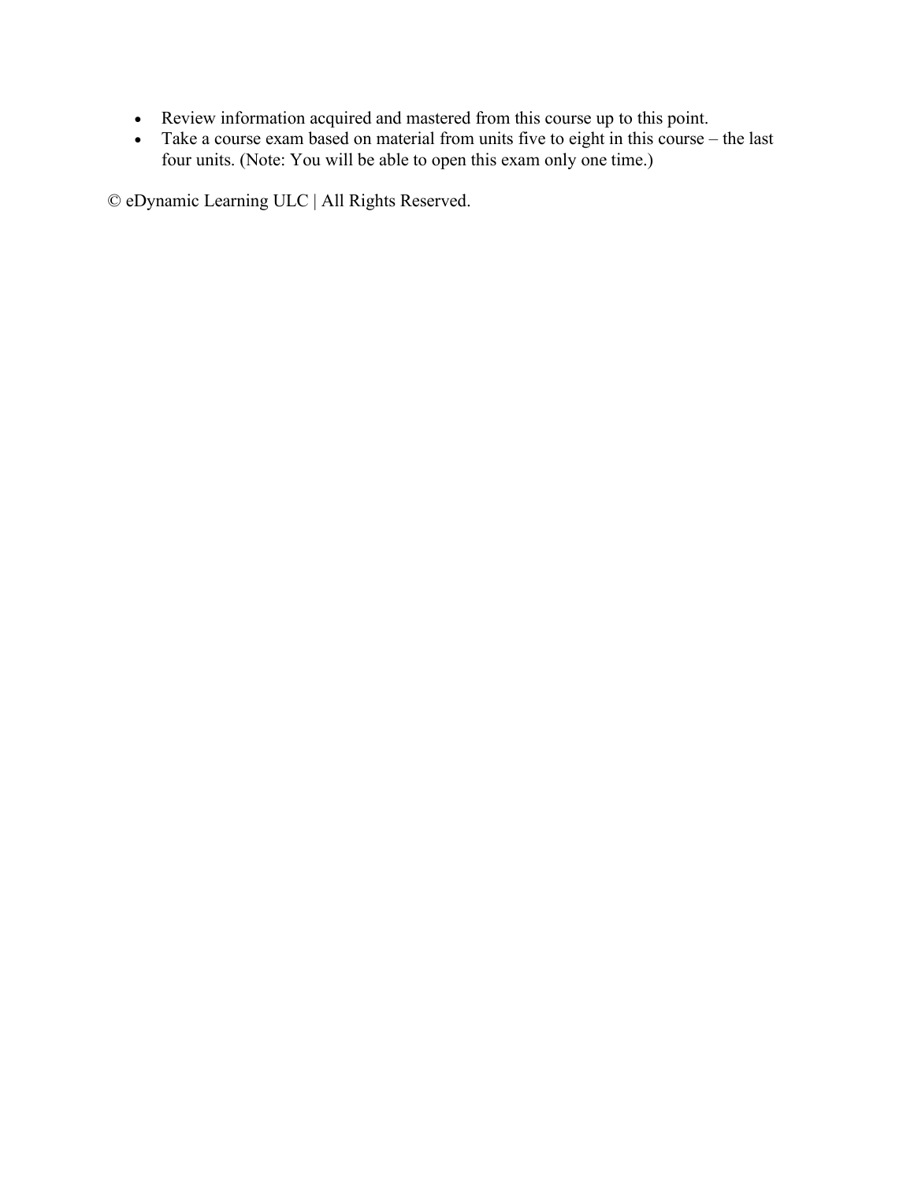- Review information acquired and mastered from this course up to this point.
- Take a course exam based on material from units five to eight in this course – the last four units. (Note: You will be able to open this exam only one time.)

© eDynamic Learning ULC | All Rights Reserved.